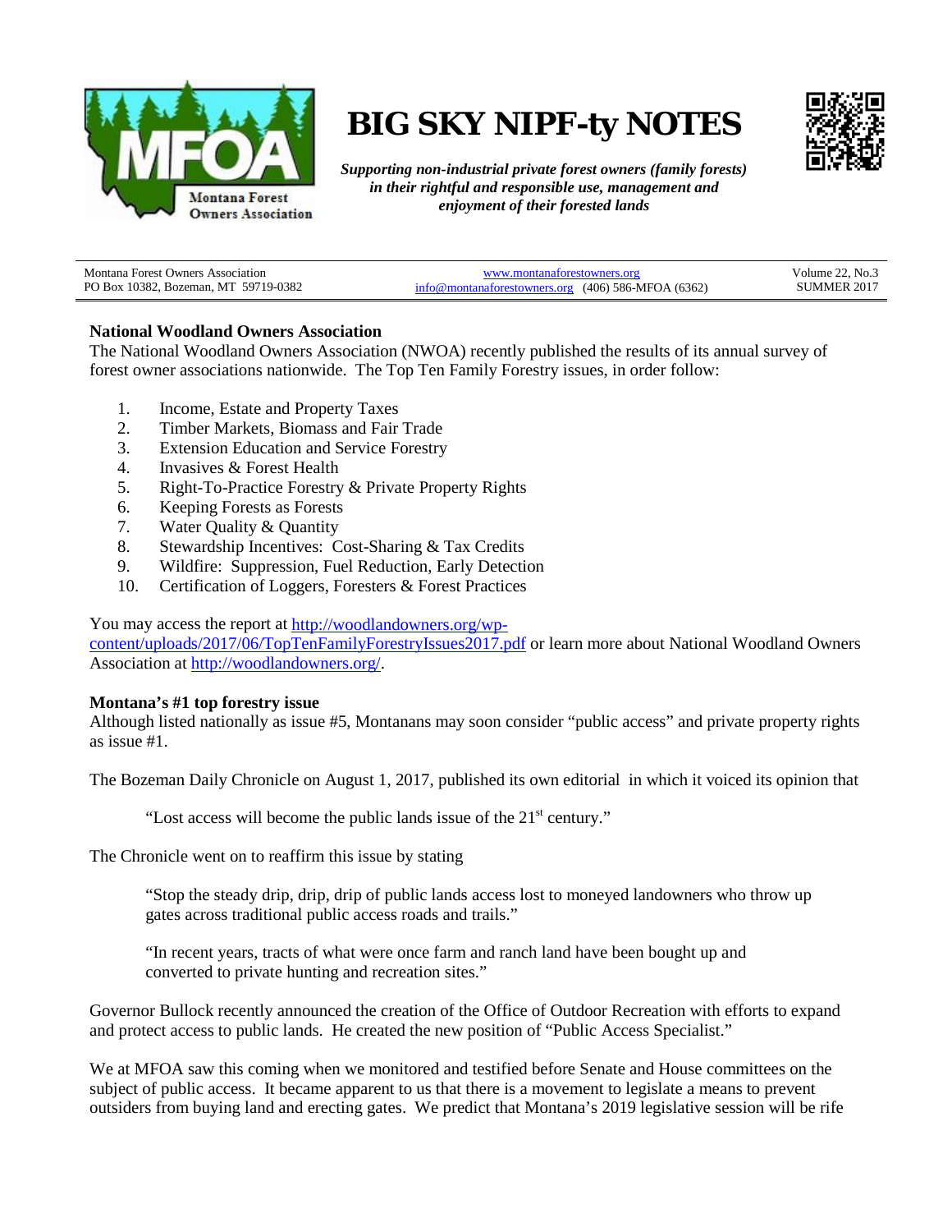# BIG SKY NIPF-ty NOTES

***Supporting non-industrial private forest owners (family forests) in their rightful and responsible use, management and enjoyment of their forested lands***

| Montana Forest Owners Association<br>PO Box 10382, Bozeman, MT 59719-0382 | www.montanaforestowners.org<br>info@montanaforestowners.org (406) 586-MFOA (6362) | Volume 22, No.3<br>SUMMER 2017 |
|---|---|---|

**National Woodland Owners Association**
The National Woodland Owners Association (NWOA) recently published the results of its annual survey of forest owner associations nationwide. The Top Ten Family Forestry issues, in order follow:

1. Income, Estate and Property Taxes
2. Timber Markets, Biomass and Fair Trade
3. Extension Education and Service Forestry
4. Invasives & Forest Health
5. Right-To-Practice Forestry & Private Property Rights
6. Keeping Forests as Forests
7. Water Quality & Quantity
8. Stewardship Incentives: Cost-Sharing & Tax Credits
9. Wildfire: Suppression, Fuel Reduction, Early Detection
10. Certification of Loggers, Foresters & Forest Practices

You may access the report at http://woodlandowners.org/wp-content/uploads/2017/06/TopTenFamilyForestryIssues2017.pdf or learn more about National Woodland Owners Association at http://woodlandowners.org/.

**Montana's #1 top forestry issue**
Although listed nationally as issue #5, Montanans may soon consider "public access" and private property rights as issue #1.

The Bozeman Daily Chronicle on August 1, 2017, published its own editorial in which it voiced its opinion that

> "Lost access will become the public lands issue of the 21st century."

The Chronicle went on to reaffirm this issue by stating

> "Stop the steady drip, drip, drip of public lands access lost to moneyed landowners who throw up gates across traditional public access roads and trails."
>
> "In recent years, tracts of what were once farm and ranch land have been bought up and converted to private hunting and recreation sites."

Governor Bullock recently announced the creation of the Office of Outdoor Recreation with efforts to expand and protect access to public lands. He created the new position of "Public Access Specialist."

We at MFOA saw this coming when we monitored and testified before Senate and House committees on the subject of public access. It became apparent to us that there is a movement to legislate a means to prevent outsiders from buying land and erecting gates. We predict that Montana's 2019 legislative session will be rife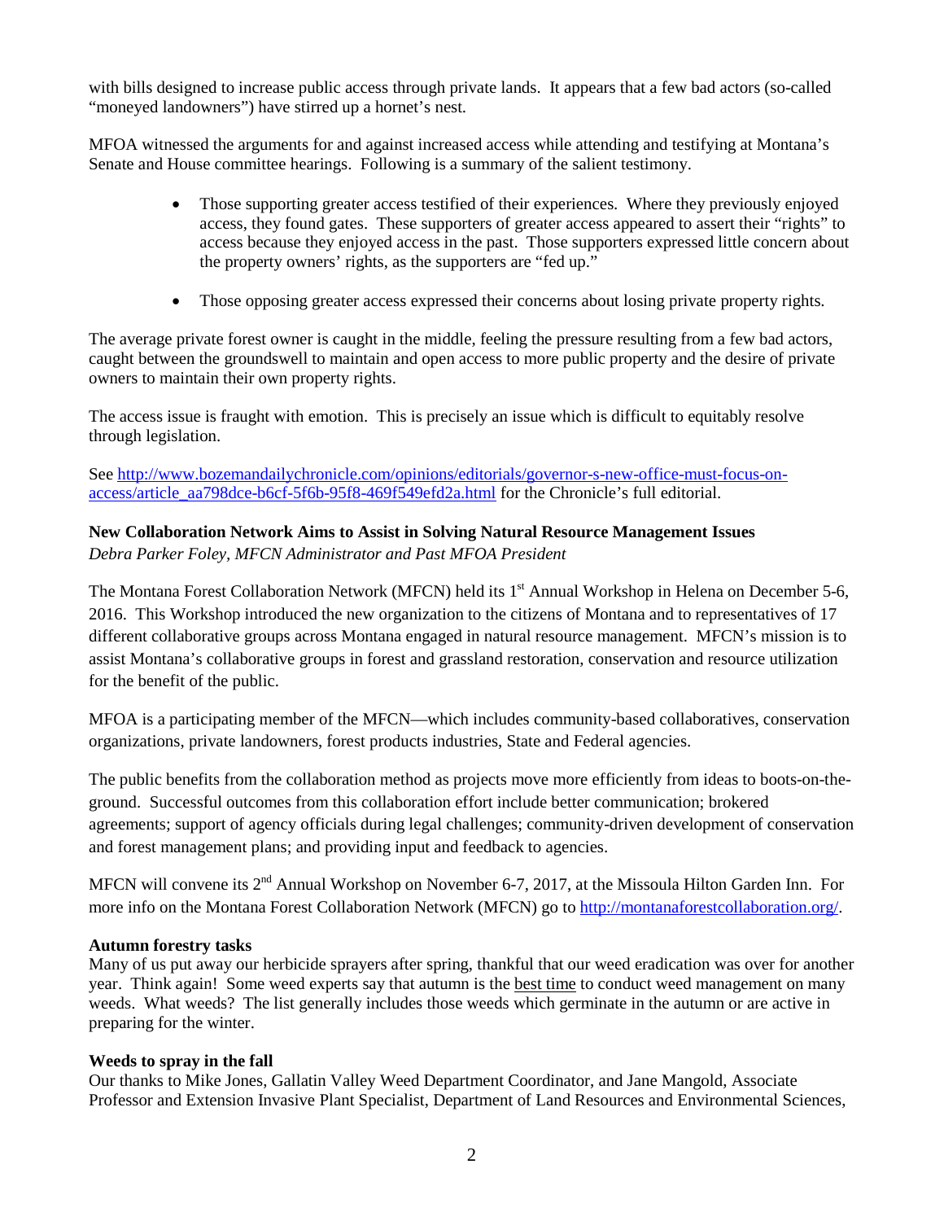with bills designed to increase public access through private lands. It appears that a few bad actors (so-called "moneyed landowners") have stirred up a hornet's nest.

MFOA witnessed the arguments for and against increased access while attending and testifying at Montana's Senate and House committee hearings. Following is a summary of the salient testimony.

- Those supporting greater access testified of their experiences. Where they previously enjoyed access, they found gates. These supporters of greater access appeared to assert their "rights" to access because they enjoyed access in the past. Those supporters expressed little concern about the property owners' rights, as the supporters are "fed up."

- Those opposing greater access expressed their concerns about losing private property rights.

The average private forest owner is caught in the middle, feeling the pressure resulting from a few bad actors, caught between the groundswell to maintain and open access to more public property and the desire of private owners to maintain their own property rights.

The access issue is fraught with emotion. This is precisely an issue which is difficult to equitably resolve through legislation.

See [http://www.bozemandailychronicle.com/opinions/editorials/governor-s-new-office-must-focus-on-access/article_aa798dce-b6cf-5f6b-95f8-469f549efd2a.html](http://www.bozemandailychronicle.com/opinions/editorials/governor-s-new-office-must-focus-on-access/article_aa798dce-b6cf-5f6b-95f8-469f549efd2a.html) for the Chronicle's full editorial.

**New Collaboration Network Aims to Assist in Solving Natural Resource Management Issues**
*Debra Parker Foley, MFCN Administrator and Past MFOA President*

The Montana Forest Collaboration Network (MFCN) held its 1st Annual Workshop in Helena on December 5-6, 2016. This Workshop introduced the new organization to the citizens of Montana and to representatives of 17 different collaborative groups across Montana engaged in natural resource management. MFCN's mission is to assist Montana's collaborative groups in forest and grassland restoration, conservation and resource utilization for the benefit of the public.

MFOA is a participating member of the MFCN—which includes community-based collaboratives, conservation organizations, private landowners, forest products industries, State and Federal agencies.

The public benefits from the collaboration method as projects move more efficiently from ideas to boots-on-the-ground. Successful outcomes from this collaboration effort include better communication; brokered agreements; support of agency officials during legal challenges; community-driven development of conservation and forest management plans; and providing input and feedback to agencies.

MFCN will convene its 2nd Annual Workshop on November 6-7, 2017, at the Missoula Hilton Garden Inn. For more info on the Montana Forest Collaboration Network (MFCN) go to [http://montanaforestcollaboration.org/](http://montanaforestcollaboration.org/).

**Autumn forestry tasks**
Many of us put away our herbicide sprayers after spring, thankful that our weed eradication was over for another year. Think again! Some weed experts say that autumn is the best time to conduct weed management on many weeds. What weeds? The list generally includes those weeds which germinate in the autumn or are active in preparing for the winter.

**Weeds to spray in the fall**
Our thanks to Mike Jones, Gallatin Valley Weed Department Coordinator, and Jane Mangold, Associate Professor and Extension Invasive Plant Specialist, Department of Land Resources and Environmental Sciences,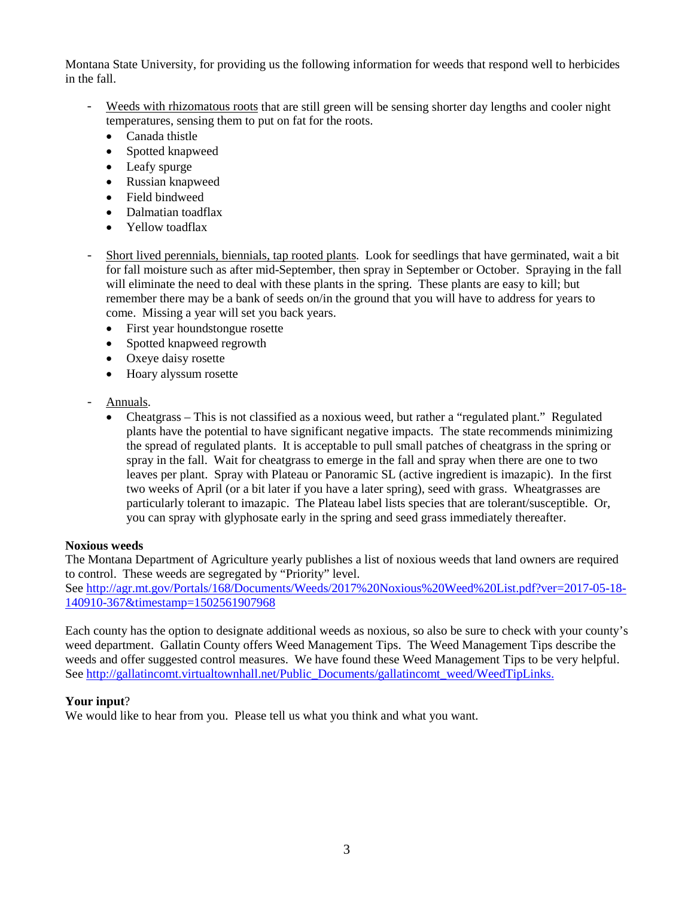Montana State University, for providing us the following information for weeds that respond well to herbicides in the fall.

- Weeds with rhizomatous roots that are still green will be sensing shorter day lengths and cooler night temperatures, sensing them to put on fat for the roots.
  - Canada thistle
  - Spotted knapweed
  - Leafy spurge
  - Russian knapweed
  - Field bindweed
  - Dalmatian toadflax
  - Yellow toadflax

- Short lived perennials, biennials, tap rooted plants. Look for seedlings that have germinated, wait a bit for fall moisture such as after mid-September, then spray in September or October. Spraying in the fall will eliminate the need to deal with these plants in the spring. These plants are easy to kill; but remember there may be a bank of seeds on/in the ground that you will have to address for years to come. Missing a year will set you back years.
  - First year houndstongue rosette
  - Spotted knapweed regrowth
  - Oxeye daisy rosette
  - Hoary alyssum rosette

- Annuals.
  - Cheatgrass – This is not classified as a noxious weed, but rather a "regulated plant." Regulated plants have the potential to have significant negative impacts. The state recommends minimizing the spread of regulated plants. It is acceptable to pull small patches of cheatgrass in the spring or spray in the fall. Wait for cheatgrass to emerge in the fall and spray when there are one to two leaves per plant. Spray with Plateau or Panoramic SL (active ingredient is imazapic). In the first two weeks of April (or a bit later if you have a later spring), seed with grass. Wheatgrasses are particularly tolerant to imazapic. The Plateau label lists species that are tolerant/susceptible. Or, you can spray with glyphosate early in the spring and seed grass immediately thereafter.

**Noxious weeds**

The Montana Department of Agriculture yearly publishes a list of noxious weeds that land owners are required to control. These weeds are segregated by "Priority" level.
See http://agr.mt.gov/Portals/168/Documents/Weeds/2017%20Noxious%20Weed%20List.pdf?ver=2017-05-18-140910-367&timestamp=1502561907968

Each county has the option to designate additional weeds as noxious, so also be sure to check with your county's weed department. Gallatin County offers Weed Management Tips. The Weed Management Tips describe the weeds and offer suggested control measures. We have found these Weed Management Tips to be very helpful. See http://gallatincomt.virtualtownhall.net/Public_Documents/gallatincomt_weed/WeedTipLinks.

**Your input**?

We would like to hear from you. Please tell us what you think and what you want.